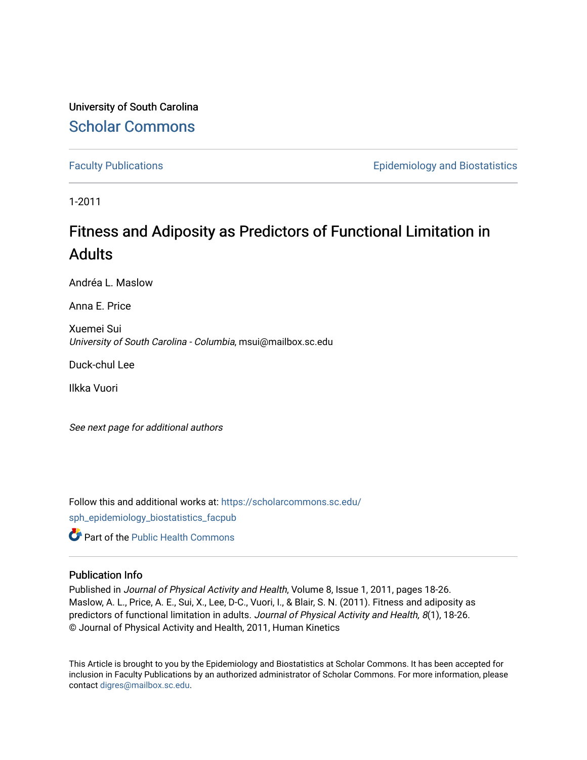University of South Carolina

Scholar Commons

Faculty Publications

Epidemiology and Biostatistics

1-2011

# Fitness and Adiposity as Predictors of Functional Limitation in Adults

Andréa L. Maslow

Anna E. Price

Xuemei Sui
*University of South Carolina - Columbia*, msui@mailbox.sc.edu

Duck-chul Lee

Ilkka Vuori

*See next page for additional authors*

Follow this and additional works at: https://scholarcommons.sc.edu/sph_epidemiology_biostatistics_facpub

Part of the Public Health Commons

## Publication Info

Published in *Journal of Physical Activity and Health*, Volume 8, Issue 1, 2011, pages 18-26.
Maslow, A. L., Price, A. E., Sui, X., Lee, D-C., Vuori, I., & Blair, S. N. (2011). Fitness and adiposity as predictors of functional limitation in adults. *Journal of Physical Activity and Health, 8*(1), 18-26.
© Journal of Physical Activity and Health, 2011, Human Kinetics

This Article is brought to you by the Epidemiology and Biostatistics at Scholar Commons. It has been accepted for inclusion in Faculty Publications by an authorized administrator of Scholar Commons. For more information, please contact digres@mailbox.sc.edu.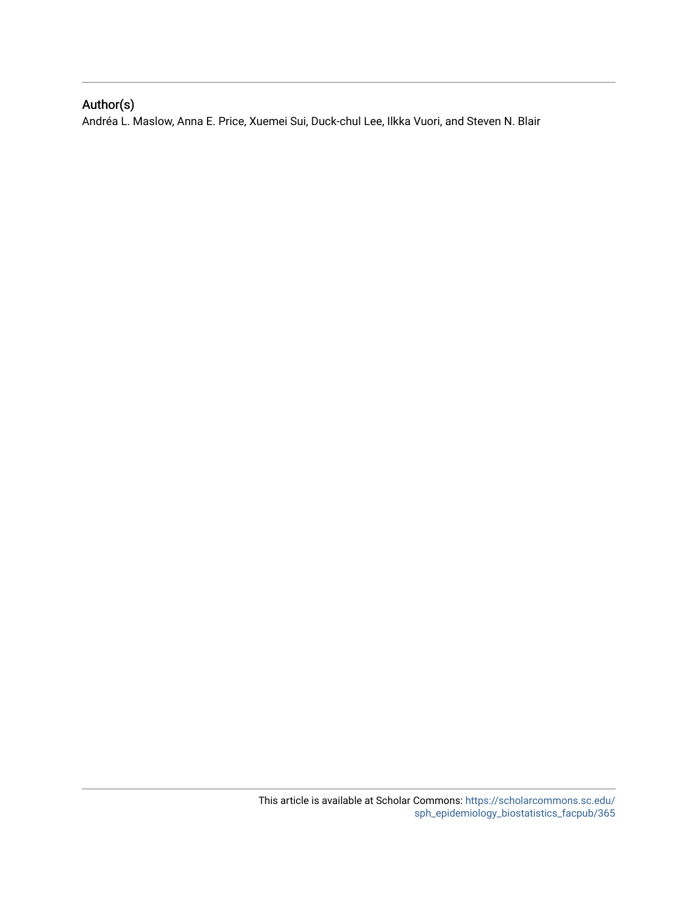## Author(s)

Andréa L. Maslow, Anna E. Price, Xuemei Sui, Duck-chul Lee, Ilkka Vuori, and Steven N. Blair

This article is available at Scholar Commons: https://scholarcommons.sc.edu/sph_epidemiology_biostatistics_facpub/365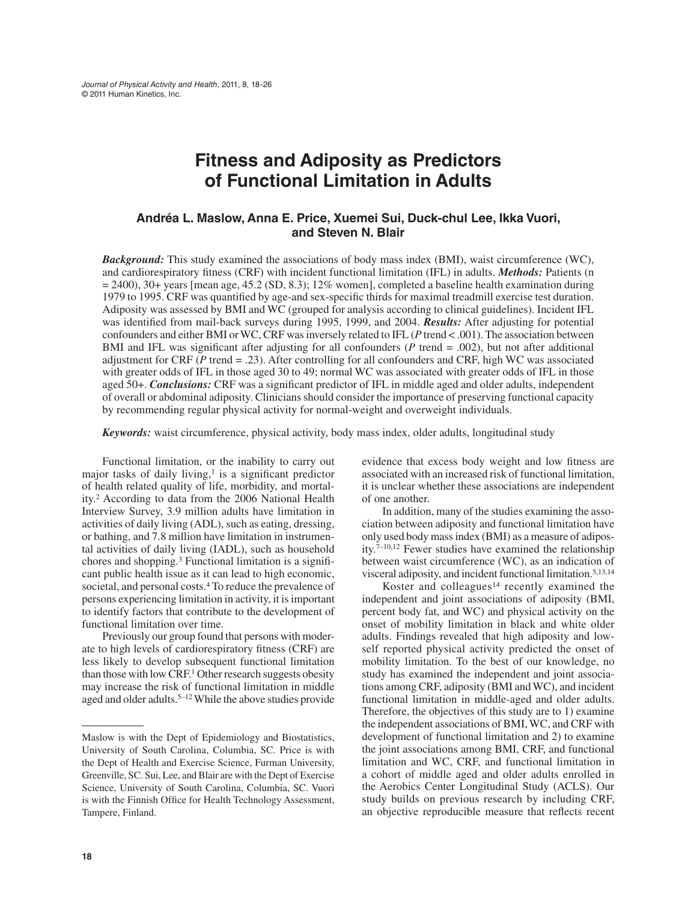# Fitness and Adiposity as Predictors of Functional Limitation in Adults

**Andréa L. Maslow, Anna E. Price, Xuemei Sui, Duck-chul Lee, Ikka Vuori, and Steven N. Blair**

***Background:*** This study examined the associations of body mass index (BMI), waist circumference (WC), and cardiorespiratory fitness (CRF) with incident functional limitation (IFL) in adults. ***Methods:*** Patients (n = 2400), 30+ years [mean age, 45.2 (SD, 8.3); 12% women], completed a baseline health examination during 1979 to 1995. CRF was quantified by age-and sex-specific thirds for maximal treadmill exercise test duration. Adiposity was assessed by BMI and WC (grouped for analysis according to clinical guidelines). Incident IFL was identified from mail-back surveys during 1995, 1999, and 2004. ***Results:*** After adjusting for potential confounders and either BMI or WC, CRF was inversely related to IFL ($P$ trend < .001). The association between BMI and IFL was significant after adjusting for all confounders ($P$ trend = .002), but not after additional adjustment for CRF ($P$ trend = .23). After controlling for all confounders and CRF, high WC was associated with greater odds of IFL in those aged 30 to 49; normal WC was associated with greater odds of IFL in those aged 50+. ***Conclusions:*** CRF was a significant predictor of IFL in middle aged and older adults, independent of overall or abdominal adiposity. Clinicians should consider the importance of preserving functional capacity by recommending regular physical activity for normal-weight and overweight individuals.

***Keywords:*** waist circumference, physical activity, body mass index, older adults, longitudinal study

Functional limitation, or the inability to carry out major tasks of daily living,[1] is a significant predictor of health related quality of life, morbidity, and mortality.[2] According to data from the 2006 National Health Interview Survey, 3.9 million adults have limitation in activities of daily living (ADL), such as eating, dressing, or bathing, and 7.8 million have limitation in instrumental activities of daily living (IADL), such as household chores and shopping.[3] Functional limitation is a significant public health issue as it can lead to high economic, societal, and personal costs.[4] To reduce the prevalence of persons experiencing limitation in activity, it is important to identify factors that contribute to the development of functional limitation over time.

Previously our group found that persons with moderate to high levels of cardiorespiratory fitness (CRF) are less likely to develop subsequent functional limitation than those with low CRF.[1] Other research suggests obesity may increase the risk of functional limitation in middle aged and older adults.[5–12] While the above studies provide evidence that excess body weight and low fitness are associated with an increased risk of functional limitation, it is unclear whether these associations are independent of one another.

In addition, many of the studies examining the association between adiposity and functional limitation have only used body mass index (BMI) as a measure of adiposity.[7–10,12] Fewer studies have examined the relationship between waist circumference (WC), as an indication of visceral adiposity, and incident functional limitation.[5,13,14]

Koster and colleagues[14] recently examined the independent and joint associations of adiposity (BMI, percent body fat, and WC) and physical activity on the onset of mobility limitation in black and white older adults. Findings revealed that high adiposity and low-self reported physical activity predicted the onset of mobility limitation. To the best of our knowledge, no study has examined the independent and joint associations among CRF, adiposity (BMI and WC), and incident functional limitation in middle-aged and older adults. Therefore, the objectives of this study are to 1) examine the independent associations of BMI, WC, and CRF with development of functional limitation and 2) to examine the joint associations among BMI, CRF, and functional limitation and WC, CRF, and functional limitation in a cohort of middle aged and older adults enrolled in the Aerobics Center Longitudinal Study (ACLS). Our study builds on previous research by including CRF, an objective reproducible measure that reflects recent

---

Maslow is with the Dept of Epidemiology and Biostatistics, University of South Carolina, Columbia, SC. Price is with the Dept of Health and Exercise Science, Furman University, Greenville, SC. Sui, Lee, and Blair are with the Dept of Exercise Science, University of South Carolina, Columbia, SC. Vuori is with the Finnish Office for Health Technology Assessment, Tampere, Finland.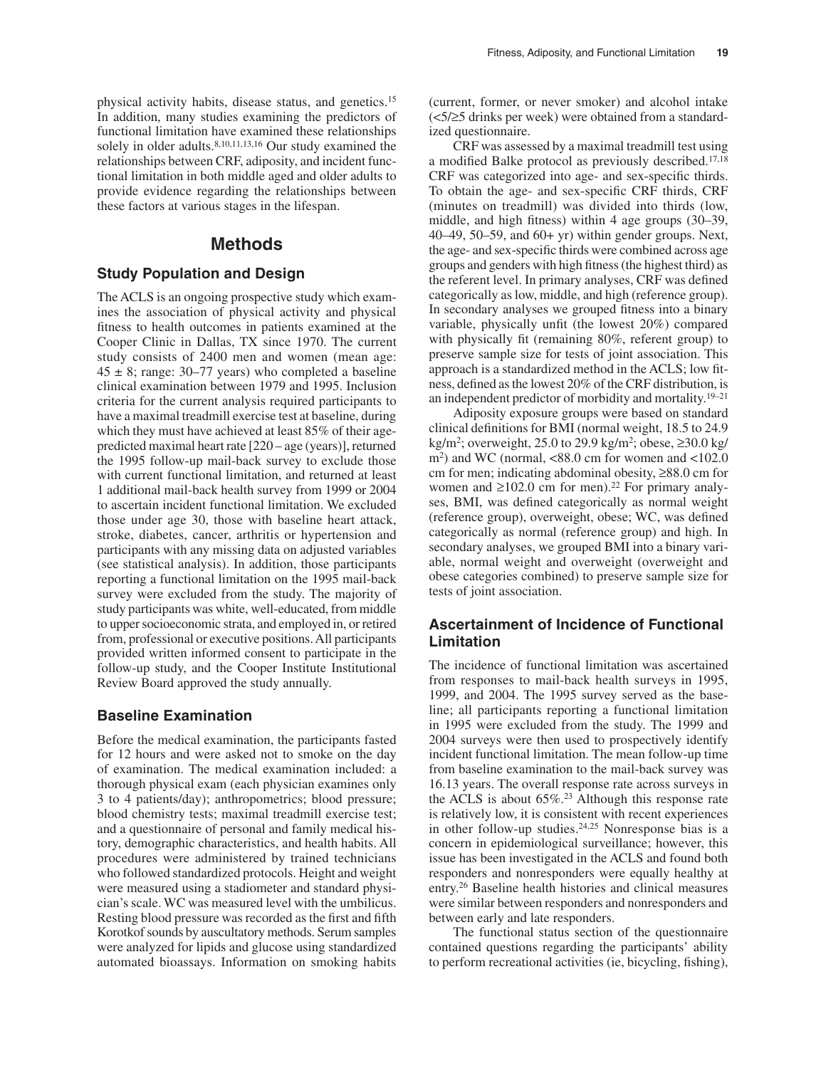physical activity habits, disease status, and genetics.[15] In addition, many studies examining the predictors of functional limitation have examined these relationships solely in older adults.[8,10,11,13,16] Our study examined the relationships between CRF, adiposity, and incident functional limitation in both middle aged and older adults to provide evidence regarding the relationships between these factors at various stages in the lifespan.

## Methods

### Study Population and Design

The ACLS is an ongoing prospective study which examines the association of physical activity and physical fitness to health outcomes in patients examined at the Cooper Clinic in Dallas, TX since 1970. The current study consists of 2400 men and women (mean age: $45 \pm 8$; range: 30–77 years) who completed a baseline clinical examination between 1979 and 1995. Inclusion criteria for the current analysis required participants to have a maximal treadmill exercise test at baseline, during which they must have achieved at least 85% of their age-predicted maximal heart rate [220 – age (years)], returned the 1995 follow-up mail-back survey to exclude those with current functional limitation, and returned at least 1 additional mail-back health survey from 1999 or 2004 to ascertain incident functional limitation. We excluded those under age 30, those with baseline heart attack, stroke, diabetes, cancer, arthritis or hypertension and participants with any missing data on adjusted variables (see statistical analysis). In addition, those participants reporting a functional limitation on the 1995 mail-back survey were excluded from the study. The majority of study participants was white, well-educated, from middle to upper socioeconomic strata, and employed in, or retired from, professional or executive positions. All participants provided written informed consent to participate in the follow-up study, and the Cooper Institute Institutional Review Board approved the study annually.

### Baseline Examination

Before the medical examination, the participants fasted for 12 hours and were asked not to smoke on the day of examination. The medical examination included: a thorough physical exam (each physician examines only 3 to 4 patients/day); anthropometrics; blood pressure; blood chemistry tests; maximal treadmill exercise test; and a questionnaire of personal and family medical history, demographic characteristics, and health habits. All procedures were administered by trained technicians who followed standardized protocols. Height and weight were measured using a stadiometer and standard physician's scale. WC was measured level with the umbilicus. Resting blood pressure was recorded as the first and fifth Korotkof sounds by auscultatory methods. Serum samples were analyzed for lipids and glucose using standardized automated bioassays. Information on smoking habits (current, former, or never smoker) and alcohol intake (<5/≥5 drinks per week) were obtained from a standardized questionnaire.

CRF was assessed by a maximal treadmill test using a modified Balke protocol as previously described.[17,18] CRF was categorized into age- and sex-specific thirds. To obtain the age- and sex-specific CRF thirds, CRF (minutes on treadmill) was divided into thirds (low, middle, and high fitness) within 4 age groups (30–39, 40–49, 50–59, and 60+ yr) within gender groups. Next, the age- and sex-specific thirds were combined across age groups and genders with high fitness (the highest third) as the referent level. In primary analyses, CRF was defined categorically as low, middle, and high (reference group). In secondary analyses we grouped fitness into a binary variable, physically unfit (the lowest 20%) compared with physically fit (remaining 80%, referent group) to preserve sample size for tests of joint association. This approach is a standardized method in the ACLS; low fitness, defined as the lowest 20% of the CRF distribution, is an independent predictor of morbidity and mortality.[19–21]

Adiposity exposure groups were based on standard clinical definitions for BMI (normal weight, 18.5 to 24.9 kg/m$^2$; overweight, 25.0 to 29.9 kg/m$^2$; obese, ≥30.0 kg/m$^2$) and WC (normal, <88.0 cm for women and <102.0 cm for men; indicating abdominal obesity, ≥88.0 cm for women and ≥102.0 cm for men).[22] For primary analyses, BMI, was defined categorically as normal weight (reference group), overweight, obese; WC, was defined categorically as normal (reference group) and high. In secondary analyses, we grouped BMI into a binary variable, normal weight and overweight (overweight and obese categories combined) to preserve sample size for tests of joint association.

### Ascertainment of Incidence of Functional Limitation

The incidence of functional limitation was ascertained from responses to mail-back health surveys in 1995, 1999, and 2004. The 1995 survey served as the baseline; all participants reporting a functional limitation in 1995 were excluded from the study. The 1999 and 2004 surveys were then used to prospectively identify incident functional limitation. The mean follow-up time from baseline examination to the mail-back survey was 16.13 years. The overall response rate across surveys in the ACLS is about 65%.[23] Although this response rate is relatively low, it is consistent with recent experiences in other follow-up studies.[24,25] Nonresponse bias is a concern in epidemiological surveillance; however, this issue has been investigated in the ACLS and found both responders and nonresponders were equally healthy at entry.[26] Baseline health histories and clinical measures were similar between responders and nonresponders and between early and late responders.

The functional status section of the questionnaire contained questions regarding the participants' ability to perform recreational activities (ie, bicycling, fishing),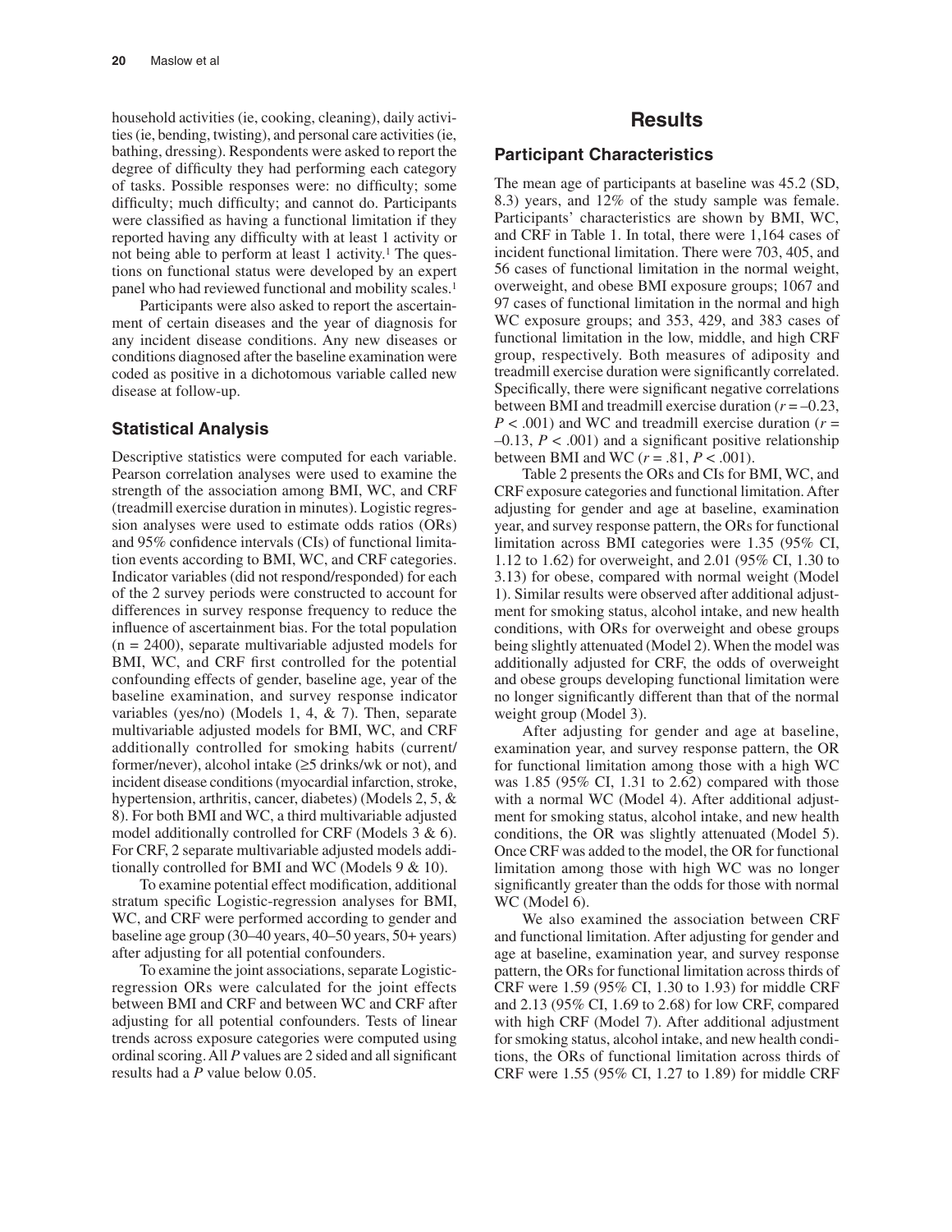household activities (ie, cooking, cleaning), daily activities (ie, bending, twisting), and personal care activities (ie, bathing, dressing). Respondents were asked to report the degree of difficulty they had performing each category of tasks. Possible responses were: no difficulty; some difficulty; much difficulty; and cannot do. Participants were classified as having a functional limitation if they reported having any difficulty with at least 1 activity or not being able to perform at least 1 activity.[1] The questions on functional status were developed by an expert panel who had reviewed functional and mobility scales.[1]

Participants were also asked to report the ascertainment of certain diseases and the year of diagnosis for any incident disease conditions. Any new diseases or conditions diagnosed after the baseline examination were coded as positive in a dichotomous variable called new disease at follow-up.

### Statistical Analysis

Descriptive statistics were computed for each variable. Pearson correlation analyses were used to examine the strength of the association among BMI, WC, and CRF (treadmill exercise duration in minutes). Logistic regression analyses were used to estimate odds ratios (ORs) and 95% confidence intervals (CIs) of functional limitation events according to BMI, WC, and CRF categories. Indicator variables (did not respond/responded) for each of the 2 survey periods were constructed to account for differences in survey response frequency to reduce the influence of ascertainment bias. For the total population (n = 2400), separate multivariable adjusted models for BMI, WC, and CRF first controlled for the potential confounding effects of gender, baseline age, year of the baseline examination, and survey response indicator variables (yes/no) (Models 1, 4, & 7). Then, separate multivariable adjusted models for BMI, WC, and CRF additionally controlled for smoking habits (current/former/never), alcohol intake (≥5 drinks/wk or not), and incident disease conditions (myocardial infarction, stroke, hypertension, arthritis, cancer, diabetes) (Models 2, 5, & 8). For both BMI and WC, a third multivariable adjusted model additionally controlled for CRF (Models 3 & 6). For CRF, 2 separate multivariable adjusted models additionally controlled for BMI and WC (Models 9 & 10).

To examine potential effect modification, additional stratum specific Logistic-regression analyses for BMI, WC, and CRF were performed according to gender and baseline age group (30–40 years, 40–50 years, 50+ years) after adjusting for all potential confounders.

To examine the joint associations, separate Logistic-regression ORs were calculated for the joint effects between BMI and CRF and between WC and CRF after adjusting for all potential confounders. Tests of linear trends across exposure categories were computed using ordinal scoring. All $P$ values are 2 sided and all significant results had a $P$ value below 0.05.

## Results

### Participant Characteristics

The mean age of participants at baseline was 45.2 (SD, 8.3) years, and 12% of the study sample was female. Participants' characteristics are shown by BMI, WC, and CRF in Table 1. In total, there were 1,164 cases of incident functional limitation. There were 703, 405, and 56 cases of functional limitation in the normal weight, overweight, and obese BMI exposure groups; 1067 and 97 cases of functional limitation in the normal and high WC exposure groups; and 353, 429, and 383 cases of functional limitation in the low, middle, and high CRF group, respectively. Both measures of adiposity and treadmill exercise duration were significantly correlated. Specifically, there were significant negative correlations between BMI and treadmill exercise duration ($r = -0.23$, $P < .001$) and WC and treadmill exercise duration ($r = -0.13$, $P < .001$) and a significant positive relationship between BMI and WC ($r = .81$, $P < .001$).

Table 2 presents the ORs and CIs for BMI, WC, and CRF exposure categories and functional limitation. After adjusting for gender and age at baseline, examination year, and survey response pattern, the ORs for functional limitation across BMI categories were 1.35 (95% CI, 1.12 to 1.62) for overweight, and 2.01 (95% CI, 1.30 to 3.13) for obese, compared with normal weight (Model 1). Similar results were observed after additional adjustment for smoking status, alcohol intake, and new health conditions, with ORs for overweight and obese groups being slightly attenuated (Model 2). When the model was additionally adjusted for CRF, the odds of overweight and obese groups developing functional limitation were no longer significantly different than that of the normal weight group (Model 3).

After adjusting for gender and age at baseline, examination year, and survey response pattern, the OR for functional limitation among those with a high WC was 1.85 (95% CI, 1.31 to 2.62) compared with those with a normal WC (Model 4). After additional adjustment for smoking status, alcohol intake, and new health conditions, the OR was slightly attenuated (Model 5). Once CRF was added to the model, the OR for functional limitation among those with high WC was no longer significantly greater than the odds for those with normal WC (Model 6).

We also examined the association between CRF and functional limitation. After adjusting for gender and age at baseline, examination year, and survey response pattern, the ORs for functional limitation across thirds of CRF were 1.59 (95% CI, 1.30 to 1.93) for middle CRF and 2.13 (95% CI, 1.69 to 2.68) for low CRF, compared with high CRF (Model 7). After additional adjustment for smoking status, alcohol intake, and new health conditions, the ORs of functional limitation across thirds of CRF were 1.55 (95% CI, 1.27 to 1.89) for middle CRF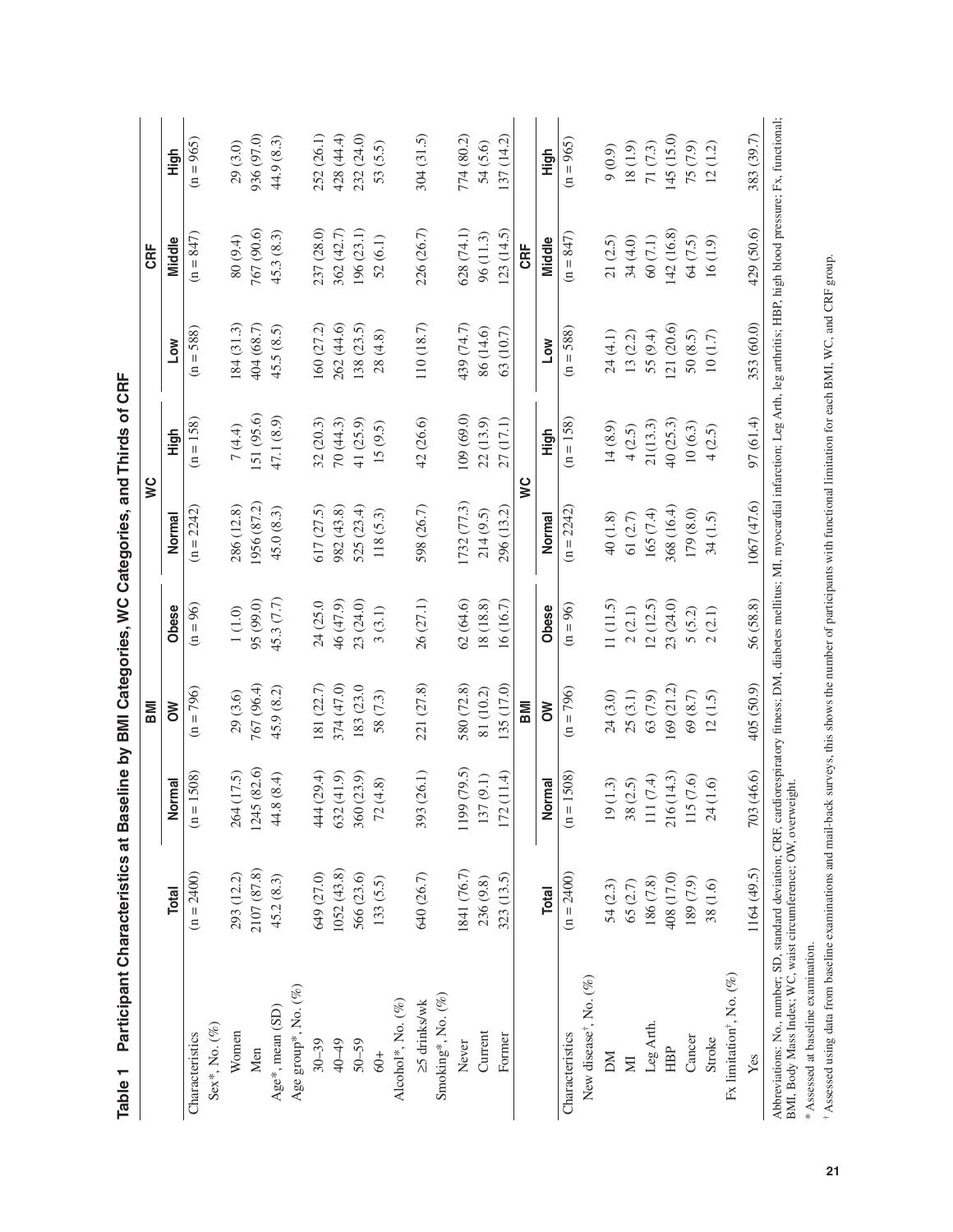**Table 1 Participant Characteristics at Baseline by BMI Categories, WC Categories, and Thirds of CRF**

| | | BMI | | | WC | | CRF | | |
|---|---|---|---|---|---|---|---|---|---|
| | Total | Normal | OW | Obese | Normal | High | Low | Middle | High |
| Characteristics | (n = 2400) | (n = 1508) | (n = 796) | (n = 96) | (n = 2242) | (n = 158) | (n = 588) | (n = 847) | (n = 965) |
| Sex*, No. (%) | | | | | | | | | |
| Women | 293 (12.2) | 264 (17.5) | 29 (3.6) | 1 (1.0) | 286 (12.8) | 7 (4.4) | 184 (31.3) | 80 (9.4) | 29 (3.0) |
| Men | 2107 (87.8) | 1245 (82.6) | 767 (96.4) | 95 (99.0) | 1956 (87.2) | 151 (95.6) | 404 (68.7) | 767 (90.6) | 936 (97.0) |
| Age*, mean (SD) | 45.2 (8.3) | 44.8 (8.4) | 45.9 (8.2) | 45.3 (7.7) | 45.0 (8.3) | 47.1 (8.9) | 45.5 (8.5) | 45.3 (8.3) | 44.9 (8.3) |
| Age group*, No. (%) | | | | | | | | | |
| 30–39 | 649 (27.0) | 444 (29.4) | 181 (22.7) | 24 (25.0) | 617 (27.5) | 32 (20.3) | 160 (27.2) | 237 (28.0) | 252 (26.1) |
| 40–49 | 1052 (43.8) | 632 (41.9) | 374 (47.0) | 46 (47.9) | 982 (43.8) | 70 (44.3) | 262 (44.6) | 362 (42.7) | 428 (44.4) |
| 50–59 | 566 (23.6) | 360 (23.9) | 183 (23.0) | 23 (24.0) | 525 (23.4) | 41 (25.9) | 138 (23.5) | 196 (23.1) | 232 (24.0) |
| 60+ | 133 (5.5) | 72 (4.8) | 58 (7.3) | 3 (3.1) | 118 (5.3) | 15 (9.5) | 28 (4.8) | 52 (6.1) | 53 (5.5) |
| Alcohol*, No. (%) | | | | | | | | | |
| ≥5 drinks/wk | 640 (26.7) | 393 (26.1) | 221 (27.8) | 26 (27.1) | 598 (26.7) | 42 (26.6) | 110 (18.7) | 226 (26.7) | 304 (31.5) |
| Smoking*, No. (%) | | | | | | | | | |
| Never | 1841 (76.7) | 1199 (79.5) | 580 (72.8) | 62 (64.6) | 1732 (77.3) | 109 (69.0) | 439 (74.7) | 628 (74.1) | 774 (80.2) |
| Current | 236 (9.8) | 137 (9.1) | 81 (10.2) | 18 (18.8) | 214 (9.5) | 22 (13.9) | 86 (14.6) | 96 (11.3) | 54 (5.6) |
| Former | 323 (13.5) | 172 (11.4) | 135 (17.0) | 16 (16.7) | 296 (13.2) | 27 (17.1) | 63 (10.7) | 123 (14.5) | 137 (14.2) |
| | Total | Normal | OW | Obese | Normal | High | Low | Middle | High |
| Characteristics | (n = 2400) | (n = 1508) | (n = 796) | (n = 96) | (n = 2242) | (n = 158) | (n = 588) | (n = 847) | (n = 965) |
| New disease[†], No. (%) | | | | | | | | | |
| DM | 54 (2.3) | 19 (1.3) | 24 (3.0) | 11 (11.5) | 40 (1.8) | 14 (8.9) | 24 (4.1) | 21 (2.5) | 9 (0.9) |
| MI | 65 (2.7) | 38 (2.5) | 25 (3.1) | 2 (2.1) | 61 (2.7) | 4 (2.5) | 13 (2.2) | 34 (4.0) | 18 (1.9) |
| Leg Arth. | 186 (7.8) | 111 (7.4) | 63 (7.9) | 12 (12.5) | 165 (7.4) | 21(13.3) | 55 (9.4) | 60 (7.1) | 71 (7.3) |
| HBP | 408 (17.0) | 216 (14.3) | 169 (21.2) | 23 (24.0) | 368 (16.4) | 40 (25.3) | 121 (20.6) | 142 (16.8) | 145 (15.0) |
| Cancer | 189 (7.9) | 115 (7.6) | 69 (8.7) | 5 (5.2) | 179 (8.0) | 10 (6.3) | 50 (8.5) | 64 (7.5) | 75 (7.9) |
| Stroke | 38 (1.6) | 24 (1.6) | 12 (1.5) | 2 (2.1) | 34 (1.5) | 4 (2.5) | 10 (1.7) | 16 (1.9) | 12 (1.2) |
| Fx limitation[†], No. (%) | | | | | | | | | |
| Yes | 1164 (49.5) | 703 (46.6) | 405 (50.9) | 56 (58.8) | 1067 (47.6) | 97 (61.4) | 353 (60.0) | 429 (50.6) | 383 (39.7) |

Abbreviations: No., number; SD, standard deviation; CRF, cardiorespiratory fitness; DM, diabetes mellitus; MI, myocardial infarction; Leg Arth, leg arthritis; HBP, high blood pressure; Fx, functional; BMI, Body Mass Index; WC, waist circumference; OW, overweight.

\* Assessed at baseline examination.

[†] Assessed using data from baseline examinations and mail-back surveys, this shows the number of participants with functional limitation for each BMI, WC, and CRF group.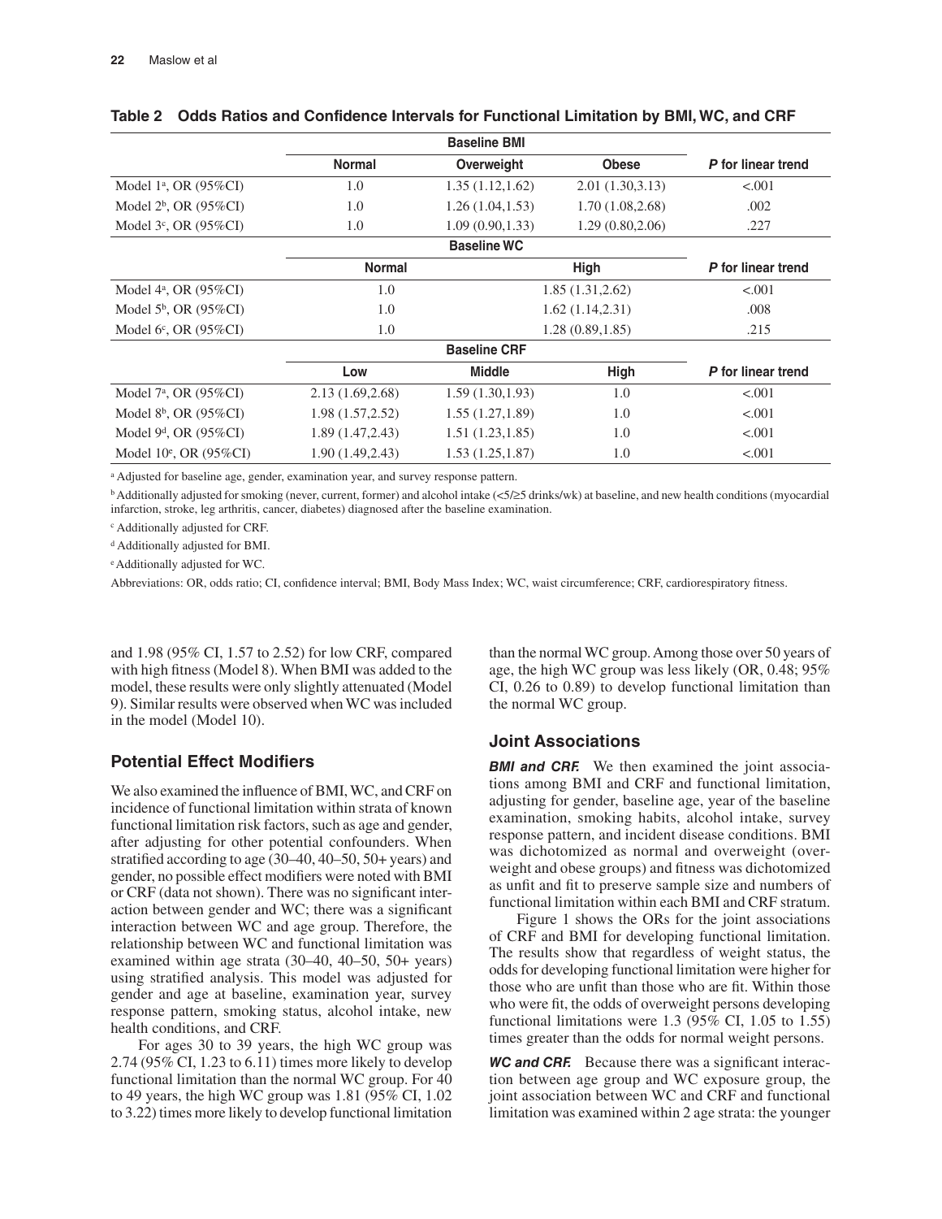**Table 2 Odds Ratios and Confidence Intervals for Functional Limitation by BMI, WC, and CRF**

| | Baseline BMI | | | |
|---|---|---|---|---|
| | **Normal** | **Overweight** | **Obese** | ***P* for linear trend** |
| Model 1[a], OR (95%CI) | 1.0 | 1.35 (1.12,1.62) | 2.01 (1.30,3.13) | <.001 |
| Model 2[b], OR (95%CI) | 1.0 | 1.26 (1.04,1.53) | 1.70 (1.08,2.68) | .002 |
| Model 3[c], OR (95%CI) | 1.0 | 1.09 (0.90,1.33) | 1.29 (0.80,2.06) | .227 |
| | **Baseline WC** | | | |
| | **Normal** | **High** | | ***P* for linear trend** |
| Model 4[a], OR (95%CI) | 1.0 | 1.85 (1.31,2.62) | | <.001 |
| Model 5[b], OR (95%CI) | 1.0 | 1.62 (1.14,2.31) | | .008 |
| Model 6[c], OR (95%CI) | 1.0 | 1.28 (0.89,1.85) | | .215 |
| | **Baseline CRF** | | | |
| | **Low** | **Middle** | **High** | ***P* for linear trend** |
| Model 7[a], OR (95%CI) | 2.13 (1.69,2.68) | 1.59 (1.30,1.93) | 1.0 | <.001 |
| Model 8[b], OR (95%CI) | 1.98 (1.57,2.52) | 1.55 (1.27,1.89) | 1.0 | <.001 |
| Model 9[d], OR (95%CI) | 1.89 (1.47,2.43) | 1.51 (1.23,1.85) | 1.0 | <.001 |
| Model 10[e], OR (95%CI) | 1.90 (1.49,2.43) | 1.53 (1.25,1.87) | 1.0 | <.001 |

[a] Adjusted for baseline age, gender, examination year, and survey response pattern.

[b] Additionally adjusted for smoking (never, current, former) and alcohol intake (<5/≥5 drinks/wk) at baseline, and new health conditions (myocardial infarction, stroke, leg arthritis, cancer, diabetes) diagnosed after the baseline examination.

[c] Additionally adjusted for CRF.

[d] Additionally adjusted for BMI.

[e] Additionally adjusted for WC.

Abbreviations: OR, odds ratio; CI, confidence interval; BMI, Body Mass Index; WC, waist circumference; CRF, cardiorespiratory fitness.

and 1.98 (95% CI, 1.57 to 2.52) for low CRF, compared with high fitness (Model 8). When BMI was added to the model, these results were only slightly attenuated (Model 9). Similar results were observed when WC was included in the model (Model 10).

## Potential Effect Modifiers

We also examined the influence of BMI, WC, and CRF on incidence of functional limitation within strata of known functional limitation risk factors, such as age and gender, after adjusting for other potential confounders. When stratified according to age (30–40, 40–50, 50+ years) and gender, no possible effect modifiers were noted with BMI or CRF (data not shown). There was no significant interaction between gender and WC; there was a significant interaction between WC and age group. Therefore, the relationship between WC and functional limitation was examined within age strata (30–40, 40–50, 50+ years) using stratified analysis. This model was adjusted for gender and age at baseline, examination year, survey response pattern, smoking status, alcohol intake, new health conditions, and CRF.

For ages 30 to 39 years, the high WC group was 2.74 (95% CI, 1.23 to 6.11) times more likely to develop functional limitation than the normal WC group. For 40 to 49 years, the high WC group was 1.81 (95% CI, 1.02 to 3.22) times more likely to develop functional limitation than the normal WC group. Among those over 50 years of age, the high WC group was less likely (OR, 0.48; 95% CI, 0.26 to 0.89) to develop functional limitation than the normal WC group.

## Joint Associations

***BMI and CRF.*** We then examined the joint associations among BMI and CRF and functional limitation, adjusting for gender, baseline age, year of the baseline examination, smoking habits, alcohol intake, survey response pattern, and incident disease conditions. BMI was dichotomized as normal and overweight (overweight and obese groups) and fitness was dichotomized as unfit and fit to preserve sample size and numbers of functional limitation within each BMI and CRF stratum.

Figure 1 shows the ORs for the joint associations of CRF and BMI for developing functional limitation. The results show that regardless of weight status, the odds for developing functional limitation were higher for those who are unfit than those who are fit. Within those who were fit, the odds of overweight persons developing functional limitations were 1.3 (95% CI, 1.05 to 1.55) times greater than the odds for normal weight persons.

***WC and CRF.*** Because there was a significant interaction between age group and WC exposure group, the joint association between WC and CRF and functional limitation was examined within 2 age strata: the younger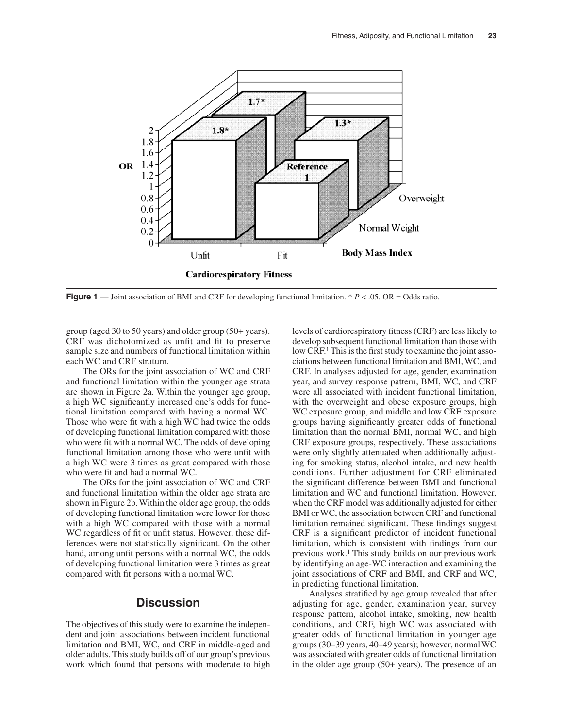**Figure 1** — Joint association of BMI and CRF for developing functional limitation. * $P < .05$. OR = Odds ratio.

group (aged 30 to 50 years) and older group (50+ years). CRF was dichotomized as unfit and fit to preserve sample size and numbers of functional limitation within each WC and CRF stratum.

The ORs for the joint association of WC and CRF and functional limitation within the younger age strata are shown in Figure 2a. Within the younger age group, a high WC significantly increased one's odds for functional limitation compared with having a normal WC. Those who were fit with a high WC had twice the odds of developing functional limitation compared with those who were fit with a normal WC. The odds of developing functional limitation among those who were unfit with a high WC were 3 times as great compared with those who were fit and had a normal WC.

The ORs for the joint association of WC and CRF and functional limitation within the older age strata are shown in Figure 2b. Within the older age group, the odds of developing functional limitation were lower for those with a high WC compared with those with a normal WC regardless of fit or unfit status. However, these differences were not statistically significant. On the other hand, among unfit persons with a normal WC, the odds of developing functional limitation were 3 times as great compared with fit persons with a normal WC.

## Discussion

The objectives of this study were to examine the independent and joint associations between incident functional limitation and BMI, WC, and CRF in middle-aged and older adults. This study builds off of our group's previous work which found that persons with moderate to high levels of cardiorespiratory fitness (CRF) are less likely to develop subsequent functional limitation than those with low CRF.[1] This is the first study to examine the joint associations between functional limitation and BMI, WC, and CRF. In analyses adjusted for age, gender, examination year, and survey response pattern, BMI, WC, and CRF were all associated with incident functional limitation, with the overweight and obese exposure groups, high WC exposure group, and middle and low CRF exposure groups having significantly greater odds of functional limitation than the normal BMI, normal WC, and high CRF exposure groups, respectively. These associations were only slightly attenuated when additionally adjusting for smoking status, alcohol intake, and new health conditions. Further adjustment for CRF eliminated the significant difference between BMI and functional limitation and WC and functional limitation. However, when the CRF model was additionally adjusted for either BMI or WC, the association between CRF and functional limitation remained significant. These findings suggest CRF is a significant predictor of incident functional limitation, which is consistent with findings from our previous work.[1] This study builds on our previous work by identifying an age-WC interaction and examining the joint associations of CRF and BMI, and CRF and WC, in predicting functional limitation.

Analyses stratified by age group revealed that after adjusting for age, gender, examination year, survey response pattern, alcohol intake, smoking, new health conditions, and CRF, high WC was associated with greater odds of functional limitation in younger age groups (30–39 years, 40–49 years); however, normal WC was associated with greater odds of functional limitation in the older age group (50+ years). The presence of an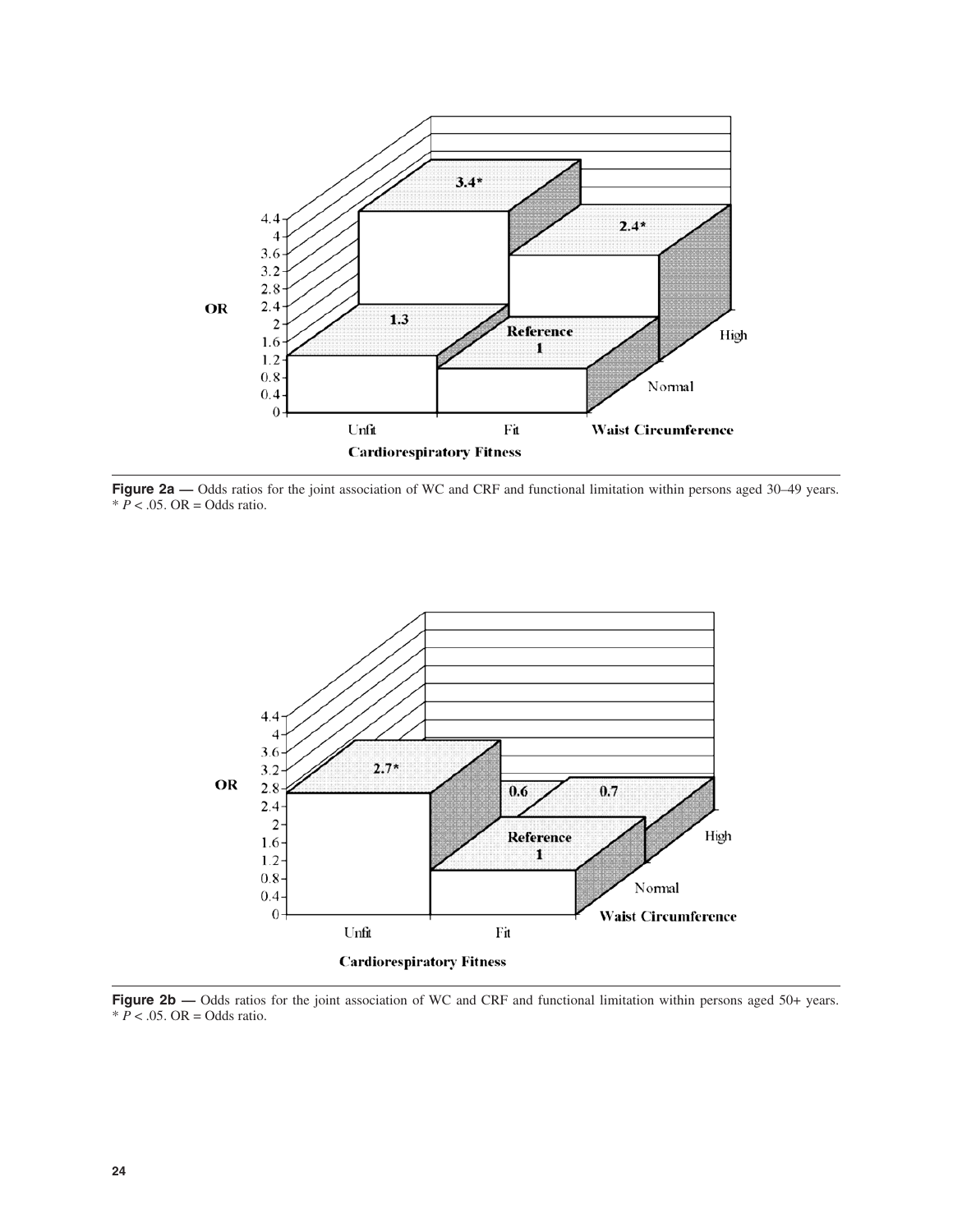**Figure 2a —** Odds ratios for the joint association of WC and CRF and functional limitation within persons aged 30–49 years. * $P < .05$. OR = Odds ratio.

**Figure 2b —** Odds ratios for the joint association of WC and CRF and functional limitation within persons aged 50+ years. * $P < .05$. OR = Odds ratio.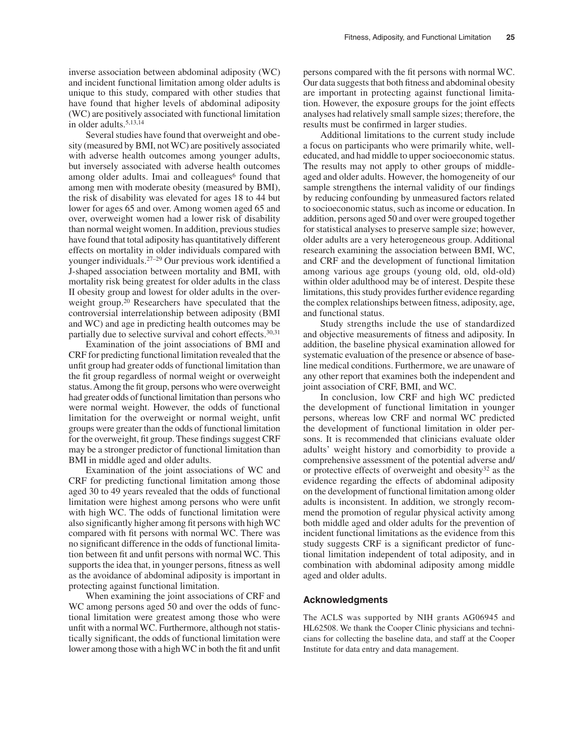inverse association between abdominal adiposity (WC) and incident functional limitation among older adults is unique to this study, compared with other studies that have found that higher levels of abdominal adiposity (WC) are positively associated with functional limitation in older adults.[5,13,14]

Several studies have found that overweight and obesity (measured by BMI, not WC) are positively associated with adverse health outcomes among younger adults, but inversely associated with adverse health outcomes among older adults. Imai and colleagues[6] found that among men with moderate obesity (measured by BMI), the risk of disability was elevated for ages 18 to 44 but lower for ages 65 and over. Among women aged 65 and over, overweight women had a lower risk of disability than normal weight women. In addition, previous studies have found that total adiposity has quantitatively different effects on mortality in older individuals compared with younger individuals.[27–29] Our previous work identified a J-shaped association between mortality and BMI, with mortality risk being greatest for older adults in the class II obesity group and lowest for older adults in the overweight group.[20] Researchers have speculated that the controversial interrelationship between adiposity (BMI and WC) and age in predicting health outcomes may be partially due to selective survival and cohort effects.[30,31]

Examination of the joint associations of BMI and CRF for predicting functional limitation revealed that the unfit group had greater odds of functional limitation than the fit group regardless of normal weight or overweight status. Among the fit group, persons who were overweight had greater odds of functional limitation than persons who were normal weight. However, the odds of functional limitation for the overweight or normal weight, unfit groups were greater than the odds of functional limitation for the overweight, fit group. These findings suggest CRF may be a stronger predictor of functional limitation than BMI in middle aged and older adults.

Examination of the joint associations of WC and CRF for predicting functional limitation among those aged 30 to 49 years revealed that the odds of functional limitation were highest among persons who were unfit with high WC. The odds of functional limitation were also significantly higher among fit persons with high WC compared with fit persons with normal WC. There was no significant difference in the odds of functional limitation between fit and unfit persons with normal WC. This supports the idea that, in younger persons, fitness as well as the avoidance of abdominal adiposity is important in protecting against functional limitation.

When examining the joint associations of CRF and WC among persons aged 50 and over the odds of functional limitation were greatest among those who were unfit with a normal WC. Furthermore, although not statistically significant, the odds of functional limitation were lower among those with a high WC in both the fit and unfit persons compared with the fit persons with normal WC. Our data suggests that both fitness and abdominal obesity are important in protecting against functional limitation. However, the exposure groups for the joint effects analyses had relatively small sample sizes; therefore, the results must be confirmed in larger studies.

Additional limitations to the current study include a focus on participants who were primarily white, well-educated, and had middle to upper socioeconomic status. The results may not apply to other groups of middle-aged and older adults. However, the homogeneity of our sample strengthens the internal validity of our findings by reducing confounding by unmeasured factors related to socioeconomic status, such as income or education. In addition, persons aged 50 and over were grouped together for statistical analyses to preserve sample size; however, older adults are a very heterogeneous group. Additional research examining the association between BMI, WC, and CRF and the development of functional limitation among various age groups (young old, old, old-old) within older adulthood may be of interest. Despite these limitations, this study provides further evidence regarding the complex relationships between fitness, adiposity, age, and functional status.

Study strengths include the use of standardized and objective measurements of fitness and adiposity. In addition, the baseline physical examination allowed for systematic evaluation of the presence or absence of baseline medical conditions. Furthermore, we are unaware of any other report that examines both the independent and joint association of CRF, BMI, and WC.

In conclusion, low CRF and high WC predicted the development of functional limitation in younger persons, whereas low CRF and normal WC predicted the development of functional limitation in older persons. It is recommended that clinicians evaluate older adults' weight history and comorbidity to provide a comprehensive assessment of the potential adverse and/or protective effects of overweight and obesity[32] as the evidence regarding the effects of abdominal adiposity on the development of functional limitation among older adults is inconsistent. In addition, we strongly recommend the promotion of regular physical activity among both middle aged and older adults for the prevention of incident functional limitations as the evidence from this study suggests CRF is a significant predictor of functional limitation independent of total adiposity, and in combination with abdominal adiposity among middle aged and older adults.

## Acknowledgments

The ACLS was supported by NIH grants AG06945 and HL62508. We thank the Cooper Clinic physicians and technicians for collecting the baseline data, and staff at the Cooper Institute for data entry and data management.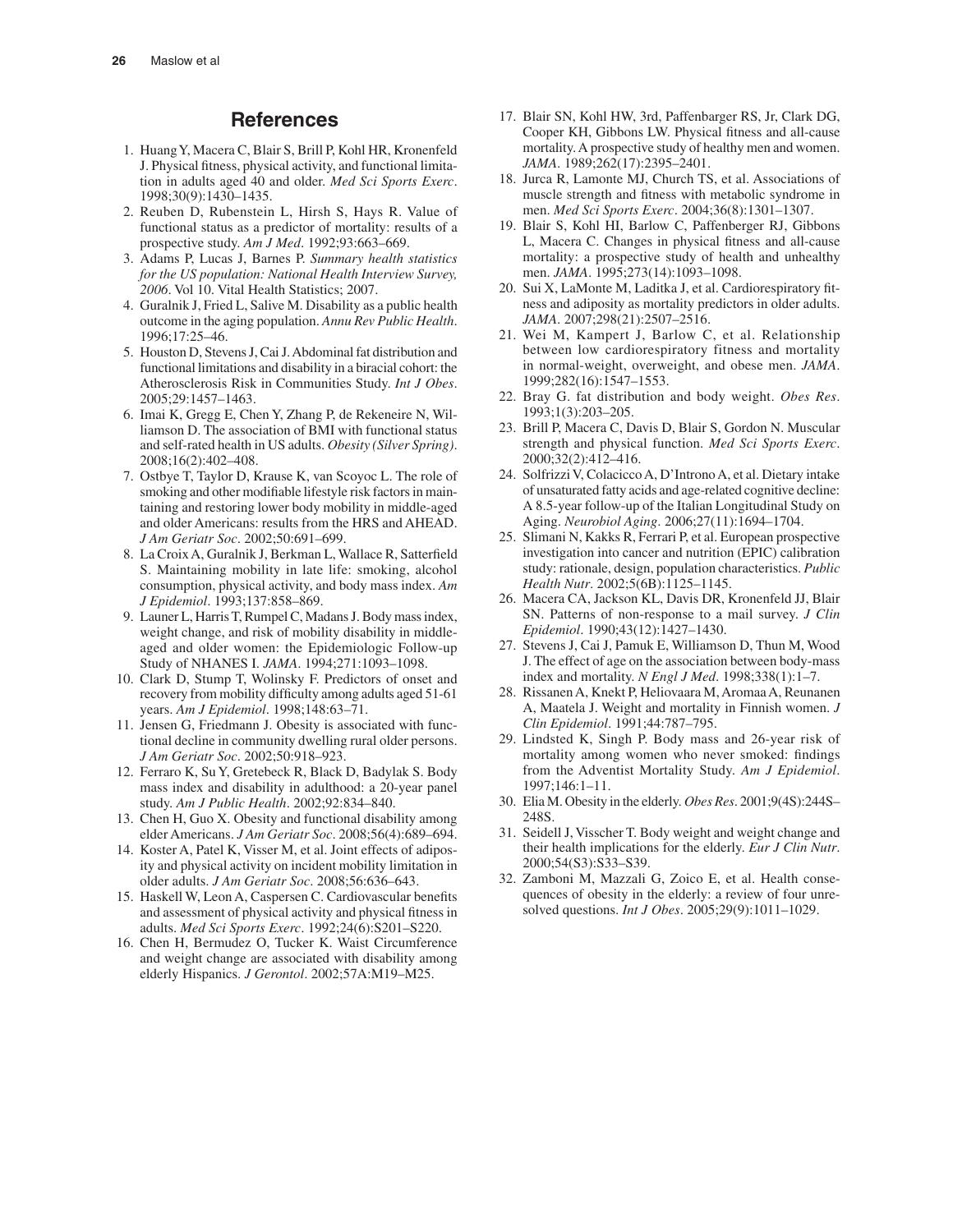## References

1. Huang Y, Macera C, Blair S, Brill P, Kohl HR, Kronenfeld J. Physical fitness, physical activity, and functional limitation in adults aged 40 and older. *Med Sci Sports Exerc*. 1998;30(9):1430–1435.
2. Reuben D, Rubenstein L, Hirsh S, Hays R. Value of functional status as a predictor of mortality: results of a prospective study. *Am J Med*. 1992;93:663–669.
3. Adams P, Lucas J, Barnes P. *Summary health statistics for the US population: National Health Interview Survey, 2006*. Vol 10. Vital Health Statistics; 2007.
4. Guralnik J, Fried L, Salive M. Disability as a public health outcome in the aging population. *Annu Rev Public Health*. 1996;17:25–46.
5. Houston D, Stevens J, Cai J. Abdominal fat distribution and functional limitations and disability in a biracial cohort: the Atherosclerosis Risk in Communities Study. *Int J Obes*. 2005;29:1457–1463.
6. Imai K, Gregg E, Chen Y, Zhang P, de Rekeneire N, Williamson D. The association of BMI with functional status and self-rated health in US adults. *Obesity (Silver Spring)*. 2008;16(2):402–408.
7. Ostbye T, Taylor D, Krause K, van Scoyoc L. The role of smoking and other modifiable lifestyle risk factors in maintaining and restoring lower body mobility in middle-aged and older Americans: results from the HRS and AHEAD. *J Am Geriatr Soc*. 2002;50:691–699.
8. La Croix A, Guralnik J, Berkman L, Wallace R, Satterfield S. Maintaining mobility in late life: smoking, alcohol consumption, physical activity, and body mass index. *Am J Epidemiol*. 1993;137:858–869.
9. Launer L, Harris T, Rumpel C, Madans J. Body mass index, weight change, and risk of mobility disability in middle-aged and older women: the Epidemiologic Follow-up Study of NHANES I. *JAMA*. 1994;271:1093–1098.
10. Clark D, Stump T, Wolinsky F. Predictors of onset and recovery from mobility difficulty among adults aged 51-61 years. *Am J Epidemiol*. 1998;148:63–71.
11. Jensen G, Friedmann J. Obesity is associated with functional decline in community dwelling rural older persons. *J Am Geriatr Soc*. 2002;50:918–923.
12. Ferraro K, Su Y, Gretebeck R, Black D, Badylak S. Body mass index and disability in adulthood: a 20-year panel study. *Am J Public Health*. 2002;92:834–840.
13. Chen H, Guo X. Obesity and functional disability among elder Americans. *J Am Geriatr Soc*. 2008;56(4):689–694.
14. Koster A, Patel K, Visser M, et al. Joint effects of adiposity and physical activity on incident mobility limitation in older adults. *J Am Geriatr Soc*. 2008;56:636–643.
15. Haskell W, Leon A, Caspersen C. Cardiovascular benefits and assessment of physical activity and physical fitness in adults. *Med Sci Sports Exerc*. 1992;24(6):S201–S220.
16. Chen H, Bermudez O, Tucker K. Waist Circumference and weight change are associated with disability among elderly Hispanics. *J Gerontol*. 2002;57A:M19–M25.
17. Blair SN, Kohl HW, 3rd, Paffenbarger RS, Jr, Clark DG, Cooper KH, Gibbons LW. Physical fitness and all-cause mortality. A prospective study of healthy men and women. *JAMA*. 1989;262(17):2395–2401.
18. Jurca R, Lamonte MJ, Church TS, et al. Associations of muscle strength and fitness with metabolic syndrome in men. *Med Sci Sports Exerc*. 2004;36(8):1301–1307.
19. Blair S, Kohl HI, Barlow C, Paffenberger RJ, Gibbons L, Macera C. Changes in physical fitness and all-cause mortality: a prospective study of health and unhealthy men. *JAMA*. 1995;273(14):1093–1098.
20. Sui X, LaMonte M, Laditka J, et al. Cardiorespiratory fitness and adiposity as mortality predictors in older adults. *JAMA*. 2007;298(21):2507–2516.
21. Wei M, Kampert J, Barlow C, et al. Relationship between low cardiorespiratory fitness and mortality in normal-weight, overweight, and obese men. *JAMA*. 1999;282(16):1547–1553.
22. Bray G. fat distribution and body weight. *Obes Res*. 1993;1(3):203–205.
23. Brill P, Macera C, Davis D, Blair S, Gordon N. Muscular strength and physical function. *Med Sci Sports Exerc*. 2000;32(2):412–416.
24. Solfrizzi V, Colacicco A, D'Introno A, et al. Dietary intake of unsaturated fatty acids and age-related cognitive decline: A 8.5-year follow-up of the Italian Longitudinal Study on Aging. *Neurobiol Aging*. 2006;27(11):1694–1704.
25. Slimani N, Kakks R, Ferrari P, et al. European prospective investigation into cancer and nutrition (EPIC) calibration study: rationale, design, population characteristics. *Public Health Nutr*. 2002;5(6B):1125–1145.
26. Macera CA, Jackson KL, Davis DR, Kronenfeld JJ, Blair SN. Patterns of non-response to a mail survey. *J Clin Epidemiol*. 1990;43(12):1427–1430.
27. Stevens J, Cai J, Pamuk E, Williamson D, Thun M, Wood J. The effect of age on the association between body-mass index and mortality. *N Engl J Med*. 1998;338(1):1–7.
28. Rissanen A, Knekt P, Heliovaara M, Aromaa A, Reunanen A, Maatela J. Weight and mortality in Finnish women. *J Clin Epidemiol*. 1991;44:787–795.
29. Lindsted K, Singh P. Body mass and 26-year risk of mortality among women who never smoked: findings from the Adventist Mortality Study. *Am J Epidemiol*. 1997;146:1–11.
30. Elia M. Obesity in the elderly. *Obes Res*. 2001;9(4S):244S–248S.
31. Seidell J, Visscher T. Body weight and weight change and their health implications for the elderly. *Eur J Clin Nutr*. 2000;54(S3):S33–S39.
32. Zamboni M, Mazzali G, Zoico E, et al. Health consequences of obesity in the elderly: a review of four unresolved questions. *Int J Obes*. 2005;29(9):1011–1029.